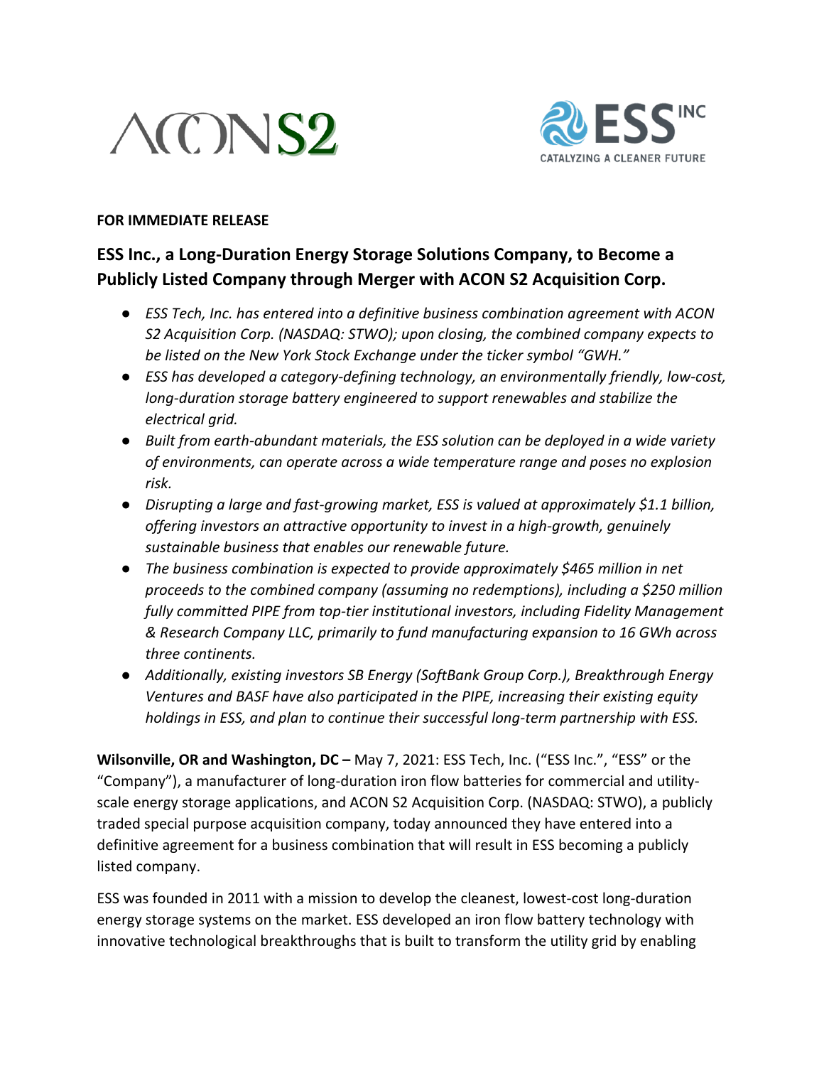ACON S2

ESS INC
CATALYZING A CLEANER FUTURE

**FOR IMMEDIATE RELEASE**

## ESS Inc., a Long-Duration Energy Storage Solutions Company, to Become a Publicly Listed Company through Merger with ACON S2 Acquisition Corp.

- *ESS Tech, Inc. has entered into a definitive business combination agreement with ACON S2 Acquisition Corp. (NASDAQ: STWO); upon closing, the combined company expects to be listed on the New York Stock Exchange under the ticker symbol "GWH."*
- *ESS has developed a category-defining technology, an environmentally friendly, low-cost, long-duration storage battery engineered to support renewables and stabilize the electrical grid.*
- *Built from earth-abundant materials, the ESS solution can be deployed in a wide variety of environments, can operate across a wide temperature range and poses no explosion risk.*
- *Disrupting a large and fast-growing market, ESS is valued at approximately $1.1 billion, offering investors an attractive opportunity to invest in a high-growth, genuinely sustainable business that enables our renewable future.*
- *The business combination is expected to provide approximately $465 million in net proceeds to the combined company (assuming no redemptions), including a $250 million fully committed PIPE from top-tier institutional investors, including Fidelity Management & Research Company LLC, primarily to fund manufacturing expansion to 16 GWh across three continents.*
- *Additionally, existing investors SB Energy (SoftBank Group Corp.), Breakthrough Energy Ventures and BASF have also participated in the PIPE, increasing their existing equity holdings in ESS, and plan to continue their successful long-term partnership with ESS.*

**Wilsonville, OR and Washington, DC –** May 7, 2021: ESS Tech, Inc. ("ESS Inc.", "ESS" or the "Company"), a manufacturer of long-duration iron flow batteries for commercial and utility-scale energy storage applications, and ACON S2 Acquisition Corp. (NASDAQ: STWO), a publicly traded special purpose acquisition company, today announced they have entered into a definitive agreement for a business combination that will result in ESS becoming a publicly listed company.

ESS was founded in 2011 with a mission to develop the cleanest, lowest-cost long-duration energy storage systems on the market. ESS developed an iron flow battery technology with innovative technological breakthroughs that is built to transform the utility grid by enabling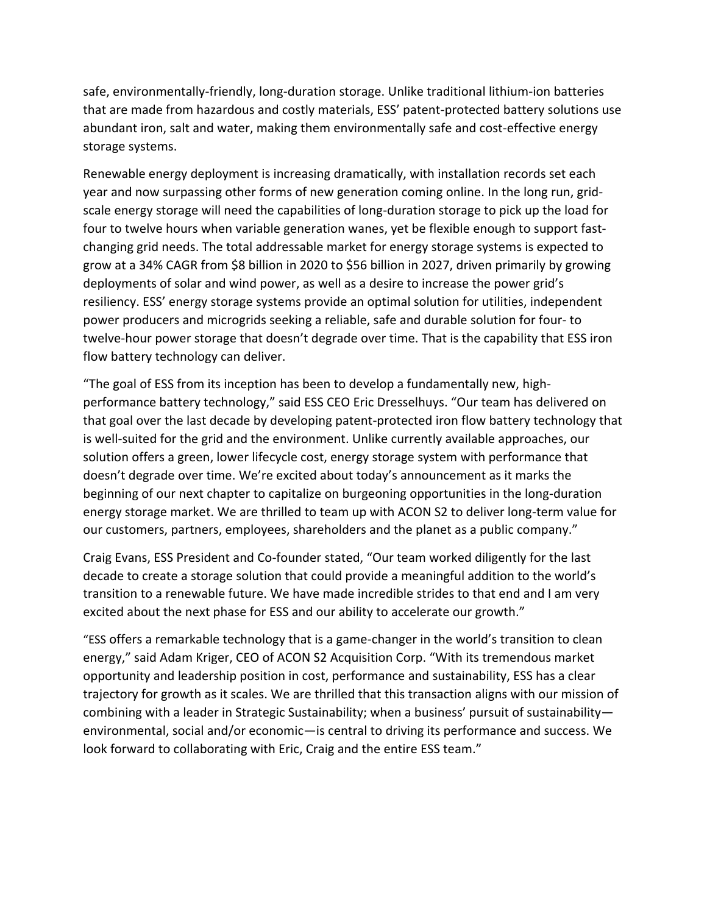safe, environmentally-friendly, long-duration storage. Unlike traditional lithium-ion batteries that are made from hazardous and costly materials, ESS' patent-protected battery solutions use abundant iron, salt and water, making them environmentally safe and cost-effective energy storage systems.

Renewable energy deployment is increasing dramatically, with installation records set each year and now surpassing other forms of new generation coming online. In the long run, grid-scale energy storage will need the capabilities of long-duration storage to pick up the load for four to twelve hours when variable generation wanes, yet be flexible enough to support fast-changing grid needs. The total addressable market for energy storage systems is expected to grow at a 34% CAGR from $8 billion in 2020 to $56 billion in 2027, driven primarily by growing deployments of solar and wind power, as well as a desire to increase the power grid's resiliency. ESS' energy storage systems provide an optimal solution for utilities, independent power producers and microgrids seeking a reliable, safe and durable solution for four- to twelve-hour power storage that doesn't degrade over time. That is the capability that ESS iron flow battery technology can deliver.

"The goal of ESS from its inception has been to develop a fundamentally new, high-performance battery technology," said ESS CEO Eric Dresselhuys. "Our team has delivered on that goal over the last decade by developing patent-protected iron flow battery technology that is well-suited for the grid and the environment. Unlike currently available approaches, our solution offers a green, lower lifecycle cost, energy storage system with performance that doesn't degrade over time. We're excited about today's announcement as it marks the beginning of our next chapter to capitalize on burgeoning opportunities in the long-duration energy storage market. We are thrilled to team up with ACON S2 to deliver long-term value for our customers, partners, employees, shareholders and the planet as a public company."

Craig Evans, ESS President and Co-founder stated, "Our team worked diligently for the last decade to create a storage solution that could provide a meaningful addition to the world's transition to a renewable future. We have made incredible strides to that end and I am very excited about the next phase for ESS and our ability to accelerate our growth."

"ESS offers a remarkable technology that is a game-changer in the world's transition to clean energy," said Adam Kriger, CEO of ACON S2 Acquisition Corp. "With its tremendous market opportunity and leadership position in cost, performance and sustainability, ESS has a clear trajectory for growth as it scales. We are thrilled that this transaction aligns with our mission of combining with a leader in Strategic Sustainability; when a business' pursuit of sustainability—environmental, social and/or economic—is central to driving its performance and success. We look forward to collaborating with Eric, Craig and the entire ESS team."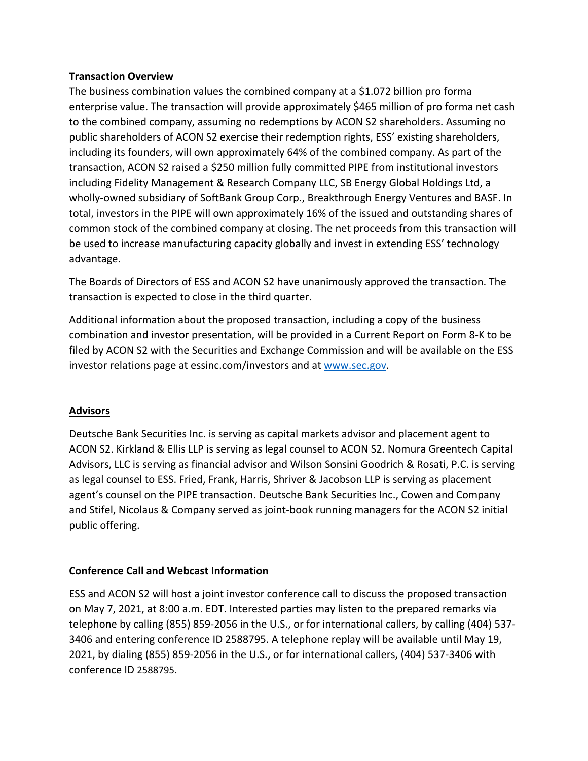**Transaction Overview**

The business combination values the combined company at a $1.072 billion pro forma enterprise value. The transaction will provide approximately $465 million of pro forma net cash to the combined company, assuming no redemptions by ACON S2 shareholders. Assuming no public shareholders of ACON S2 exercise their redemption rights, ESS' existing shareholders, including its founders, will own approximately 64% of the combined company. As part of the transaction, ACON S2 raised a $250 million fully committed PIPE from institutional investors including Fidelity Management & Research Company LLC, SB Energy Global Holdings Ltd, a wholly-owned subsidiary of SoftBank Group Corp., Breakthrough Energy Ventures and BASF. In total, investors in the PIPE will own approximately 16% of the issued and outstanding shares of common stock of the combined company at closing. The net proceeds from this transaction will be used to increase manufacturing capacity globally and invest in extending ESS' technology advantage.

The Boards of Directors of ESS and ACON S2 have unanimously approved the transaction. The transaction is expected to close in the third quarter.

Additional information about the proposed transaction, including a copy of the business combination and investor presentation, will be provided in a Current Report on Form 8-K to be filed by ACON S2 with the Securities and Exchange Commission and will be available on the ESS investor relations page at essinc.com/investors and at [www.sec.gov](http://www.sec.gov).

**Advisors**

Deutsche Bank Securities Inc. is serving as capital markets advisor and placement agent to ACON S2. Kirkland & Ellis LLP is serving as legal counsel to ACON S2. Nomura Greentech Capital Advisors, LLC is serving as financial advisor and Wilson Sonsini Goodrich & Rosati, P.C. is serving as legal counsel to ESS. Fried, Frank, Harris, Shriver & Jacobson LLP is serving as placement agent's counsel on the PIPE transaction. Deutsche Bank Securities Inc., Cowen and Company and Stifel, Nicolaus & Company served as joint-book running managers for the ACON S2 initial public offering.

**Conference Call and Webcast Information**

ESS and ACON S2 will host a joint investor conference call to discuss the proposed transaction on May 7, 2021, at 8:00 a.m. EDT. Interested parties may listen to the prepared remarks via telephone by calling (855) 859-2056 in the U.S., or for international callers, by calling (404) 537-3406 and entering conference ID 2588795. A telephone replay will be available until May 19, 2021, by dialing (855) 859-2056 in the U.S., or for international callers, (404) 537-3406 with conference ID 2588795.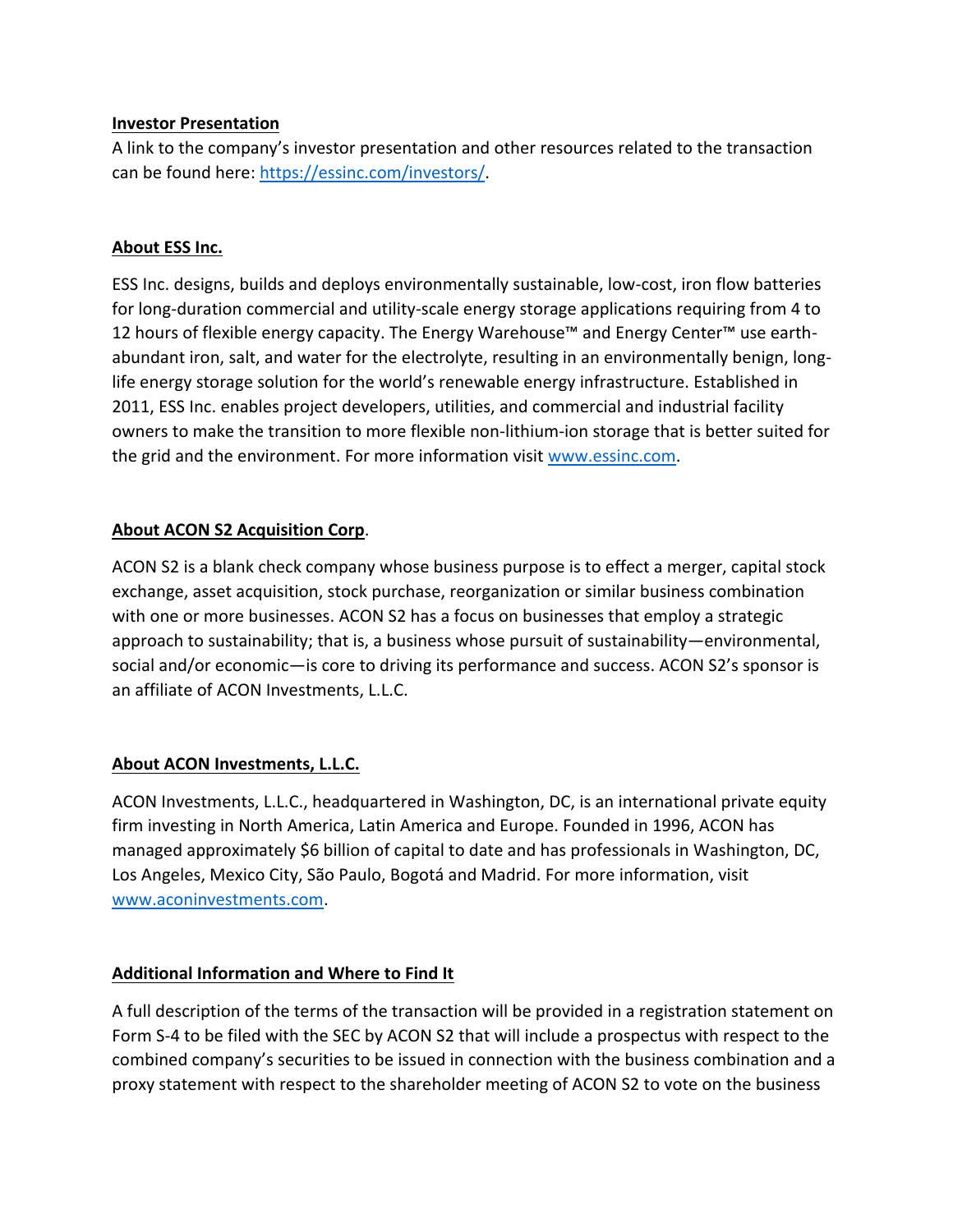**Investor Presentation**

A link to the company's investor presentation and other resources related to the transaction can be found here: [https://essinc.com/investors/](https://essinc.com/investors/).

**About ESS Inc.**

ESS Inc. designs, builds and deploys environmentally sustainable, low-cost, iron flow batteries for long-duration commercial and utility-scale energy storage applications requiring from 4 to 12 hours of flexible energy capacity. The Energy Warehouse™ and Energy Center™ use earth-abundant iron, salt, and water for the electrolyte, resulting in an environmentally benign, long-life energy storage solution for the world's renewable energy infrastructure. Established in 2011, ESS Inc. enables project developers, utilities, and commercial and industrial facility owners to make the transition to more flexible non-lithium-ion storage that is better suited for the grid and the environment. For more information visit [www.essinc.com](http://www.essinc.com).

**About ACON S2 Acquisition Corp**.

ACON S2 is a blank check company whose business purpose is to effect a merger, capital stock exchange, asset acquisition, stock purchase, reorganization or similar business combination with one or more businesses. ACON S2 has a focus on businesses that employ a strategic approach to sustainability; that is, a business whose pursuit of sustainability—environmental, social and/or economic—is core to driving its performance and success. ACON S2's sponsor is an affiliate of ACON Investments, L.L.C.

**About ACON Investments, L.L.C.**

ACON Investments, L.L.C., headquartered in Washington, DC, is an international private equity firm investing in North America, Latin America and Europe. Founded in 1996, ACON has managed approximately $6 billion of capital to date and has professionals in Washington, DC, Los Angeles, Mexico City, São Paulo, Bogotá and Madrid. For more information, visit [www.aconinvestments.com](http://www.aconinvestments.com).

**Additional Information and Where to Find It**

A full description of the terms of the transaction will be provided in a registration statement on Form S-4 to be filed with the SEC by ACON S2 that will include a prospectus with respect to the combined company's securities to be issued in connection with the business combination and a proxy statement with respect to the shareholder meeting of ACON S2 to vote on the business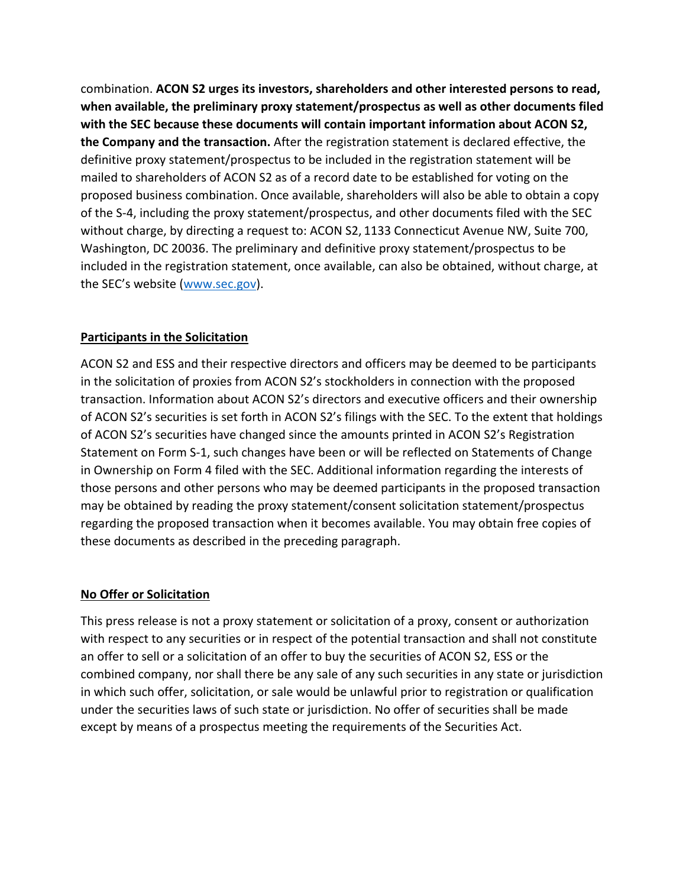combination. **ACON S2 urges its investors, shareholders and other interested persons to read, when available, the preliminary proxy statement/prospectus as well as other documents filed with the SEC because these documents will contain important information about ACON S2, the Company and the transaction.** After the registration statement is declared effective, the definitive proxy statement/prospectus to be included in the registration statement will be mailed to shareholders of ACON S2 as of a record date to be established for voting on the proposed business combination. Once available, shareholders will also be able to obtain a copy of the S-4, including the proxy statement/prospectus, and other documents filed with the SEC without charge, by directing a request to: ACON S2, 1133 Connecticut Avenue NW, Suite 700, Washington, DC 20036. The preliminary and definitive proxy statement/prospectus to be included in the registration statement, once available, can also be obtained, without charge, at the SEC's website ([www.sec.gov](http://www.sec.gov)).

## Participants in the Solicitation

ACON S2 and ESS and their respective directors and officers may be deemed to be participants in the solicitation of proxies from ACON S2's stockholders in connection with the proposed transaction. Information about ACON S2's directors and executive officers and their ownership of ACON S2's securities is set forth in ACON S2's filings with the SEC. To the extent that holdings of ACON S2's securities have changed since the amounts printed in ACON S2's Registration Statement on Form S-1, such changes have been or will be reflected on Statements of Change in Ownership on Form 4 filed with the SEC. Additional information regarding the interests of those persons and other persons who may be deemed participants in the proposed transaction may be obtained by reading the proxy statement/consent solicitation statement/prospectus regarding the proposed transaction when it becomes available. You may obtain free copies of these documents as described in the preceding paragraph.

## No Offer or Solicitation

This press release is not a proxy statement or solicitation of a proxy, consent or authorization with respect to any securities or in respect of the potential transaction and shall not constitute an offer to sell or a solicitation of an offer to buy the securities of ACON S2, ESS or the combined company, nor shall there be any sale of any such securities in any state or jurisdiction in which such offer, solicitation, or sale would be unlawful prior to registration or qualification under the securities laws of such state or jurisdiction. No offer of securities shall be made except by means of a prospectus meeting the requirements of the Securities Act.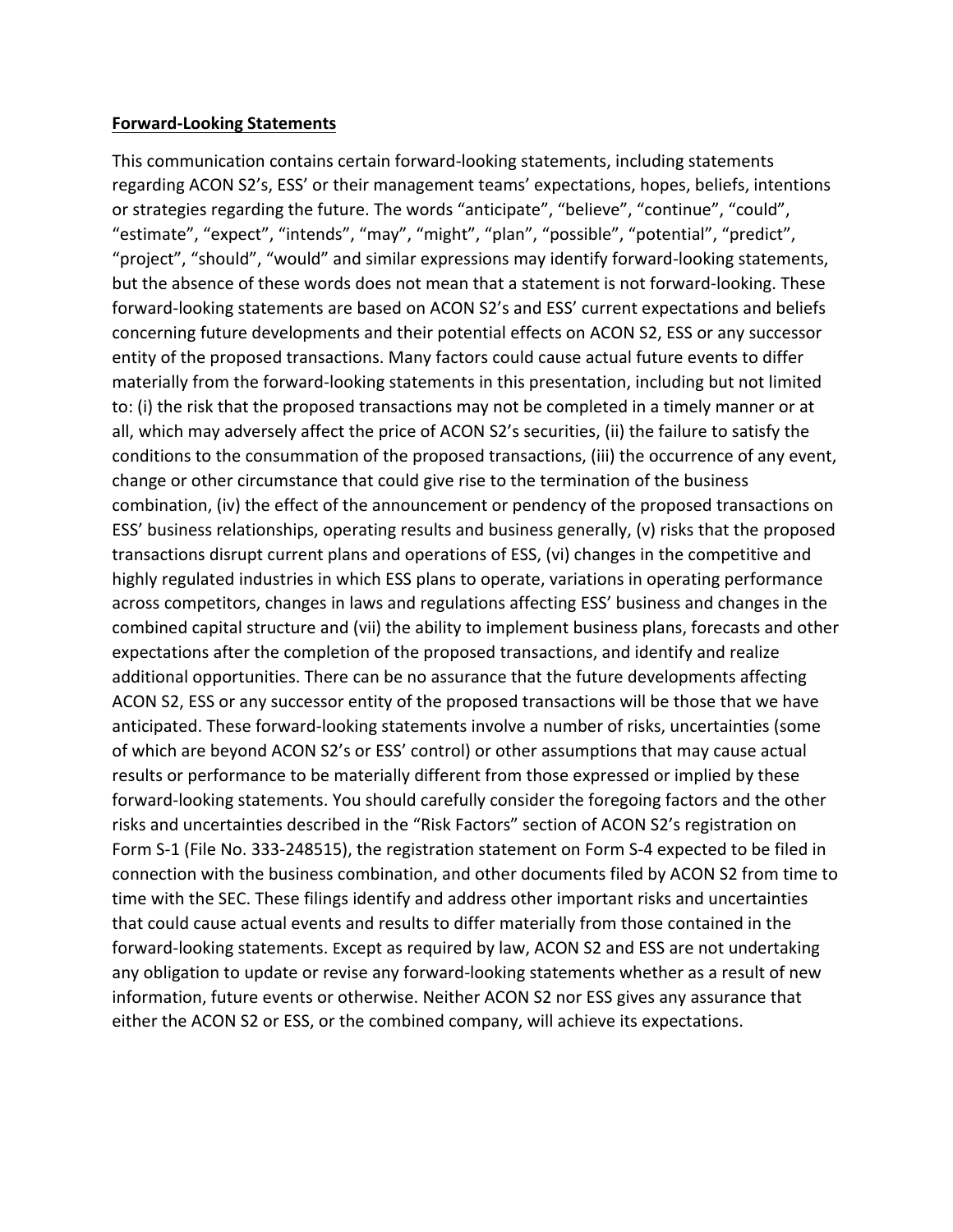**Forward-Looking Statements**

This communication contains certain forward-looking statements, including statements regarding ACON S2's, ESS' or their management teams' expectations, hopes, beliefs, intentions or strategies regarding the future. The words "anticipate", "believe", "continue", "could", "estimate", "expect", "intends", "may", "might", "plan", "possible", "potential", "predict", "project", "should", "would" and similar expressions may identify forward-looking statements, but the absence of these words does not mean that a statement is not forward-looking. These forward-looking statements are based on ACON S2's and ESS' current expectations and beliefs concerning future developments and their potential effects on ACON S2, ESS or any successor entity of the proposed transactions. Many factors could cause actual future events to differ materially from the forward-looking statements in this presentation, including but not limited to: (i) the risk that the proposed transactions may not be completed in a timely manner or at all, which may adversely affect the price of ACON S2's securities, (ii) the failure to satisfy the conditions to the consummation of the proposed transactions, (iii) the occurrence of any event, change or other circumstance that could give rise to the termination of the business combination, (iv) the effect of the announcement or pendency of the proposed transactions on ESS' business relationships, operating results and business generally, (v) risks that the proposed transactions disrupt current plans and operations of ESS, (vi) changes in the competitive and highly regulated industries in which ESS plans to operate, variations in operating performance across competitors, changes in laws and regulations affecting ESS' business and changes in the combined capital structure and (vii) the ability to implement business plans, forecasts and other expectations after the completion of the proposed transactions, and identify and realize additional opportunities. There can be no assurance that the future developments affecting ACON S2, ESS or any successor entity of the proposed transactions will be those that we have anticipated. These forward-looking statements involve a number of risks, uncertainties (some of which are beyond ACON S2's or ESS' control) or other assumptions that may cause actual results or performance to be materially different from those expressed or implied by these forward-looking statements. You should carefully consider the foregoing factors and the other risks and uncertainties described in the "Risk Factors" section of ACON S2's registration on Form S-1 (File No. 333-248515), the registration statement on Form S-4 expected to be filed in connection with the business combination, and other documents filed by ACON S2 from time to time with the SEC. These filings identify and address other important risks and uncertainties that could cause actual events and results to differ materially from those contained in the forward-looking statements. Except as required by law, ACON S2 and ESS are not undertaking any obligation to update or revise any forward-looking statements whether as a result of new information, future events or otherwise. Neither ACON S2 nor ESS gives any assurance that either the ACON S2 or ESS, or the combined company, will achieve its expectations.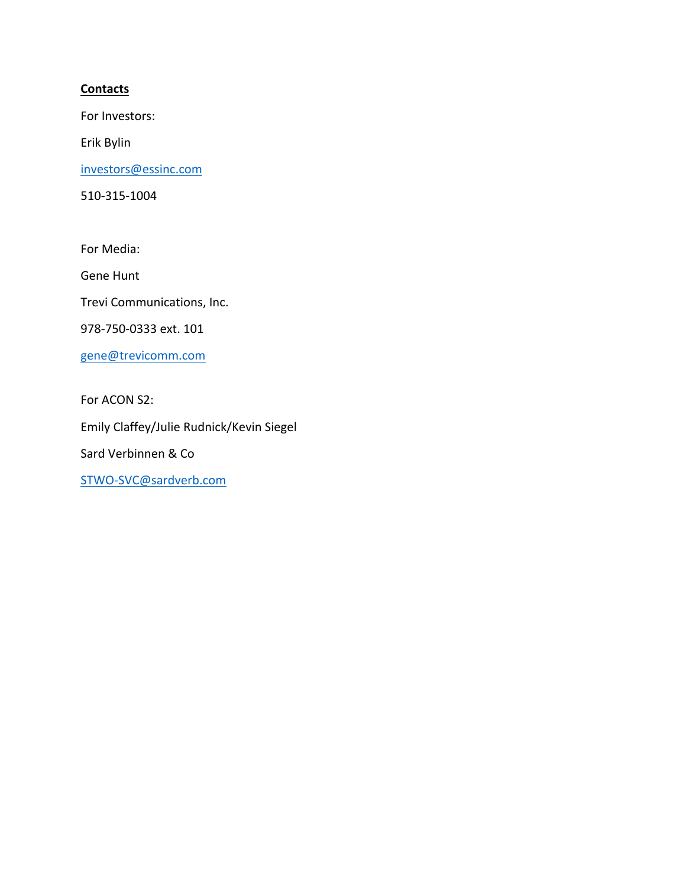**Contacts**

For Investors:

Erik Bylin

investors@essinc.com

510-315-1004

For Media:

Gene Hunt

Trevi Communications, Inc.

978-750-0333 ext. 101

gene@trevicomm.com

For ACON S2:

Emily Claffey/Julie Rudnick/Kevin Siegel

Sard Verbinnen & Co

STWO-SVC@sardverb.com